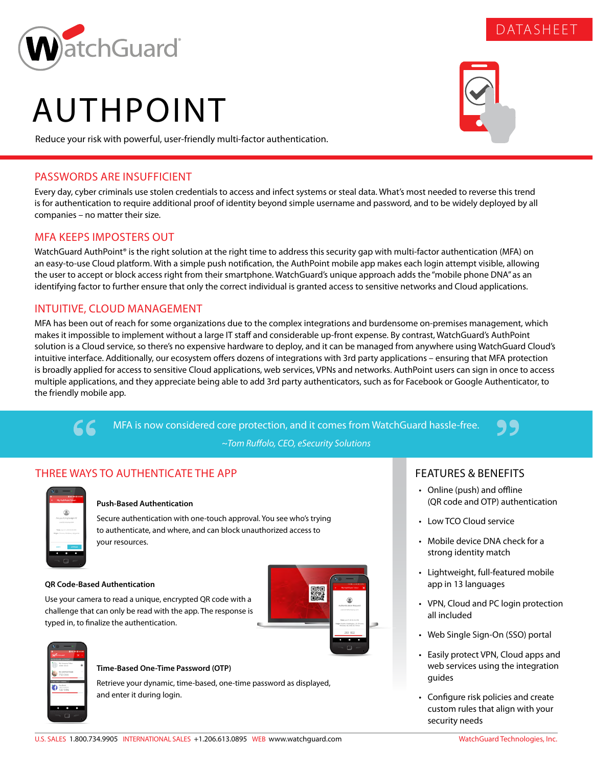DATASHEET

# AUTHPOINT

Reduce your risk with powerful, user-friendly multi-factor authentication.

## PASSWORDS ARE INSUFFICIENT

Every day, cyber criminals use stolen credentials to access and infect systems or steal data. What's most needed to reverse this trend is for authentication to require additional proof of identity beyond simple username and password, and to be widely deployed by all companies – no matter their size.

## MFA KEEPS IMPOSTERS OUT

WatchGuard AuthPoint® is the right solution at the right time to address this security gap with multi-factor authentication (MFA) on an easy-to-use Cloud platform. With a simple push notification, the AuthPoint mobile app makes each login attempt visible, allowing the user to accept or block access right from their smartphone. WatchGuard's unique approach adds the "mobile phone DNA" as an identifying factor to further ensure that only the correct individual is granted access to sensitive networks and Cloud applications.

## INTUITIVE, CLOUD MANAGEMENT

MFA has been out of reach for some organizations due to the complex integrations and burdensome on-premises management, which makes it impossible to implement without a large IT staff and considerable up-front expense. By contrast, WatchGuard's AuthPoint solution is a Cloud service, so there's no expensive hardware to deploy, and it can be managed from anywhere using WatchGuard Cloud's intuitive interface. Additionally, our ecosystem offers dozens of integrations with 3rd party applications – ensuring that MFA protection is broadly applied for access to sensitive Cloud applications, web services, VPNs and networks. AuthPoint users can sign in once to access multiple applications, and they appreciate being able to add 3rd party authenticators, such as for Facebook or Google Authenticator, to the friendly mobile app.

> "MFA is now considered core protection, and it comes from WatchGuard hassle-free."
>
> *~Tom Ruffolo, CEO, eSecurity Solutions*

## THREE WAYS TO AUTHENTICATE THE APP

**Push-Based Authentication**

Secure authentication with one-touch approval. You see who's trying to authenticate, and where, and can block unauthorized access to your resources.

**QR Code-Based Authentication**

Use your camera to read a unique, encrypted QR code with a challenge that can only be read with the app. The response is typed in, to finalize the authentication.

**Time-Based One-Time Password (OTP)**

Retrieve your dynamic, time-based, one-time password as displayed, and enter it during login.

## FEATURES & BENEFITS

- Online (push) and offline (QR code and OTP) authentication
- Low TCO Cloud service
- Mobile device DNA check for a strong identity match
- Lightweight, full-featured mobile app in 13 languages
- VPN, Cloud and PC login protection all included
- Web Single Sign-On (SSO) portal
- Easily protect VPN, Cloud apps and web services using the integration guides
- Configure risk policies and create custom rules that align with your security needs

U.S. SALES 1.800.734.9905 INTERNATIONAL SALES +1.206.613.0895 WEB www.watchguard.com WatchGuard Technologies, Inc.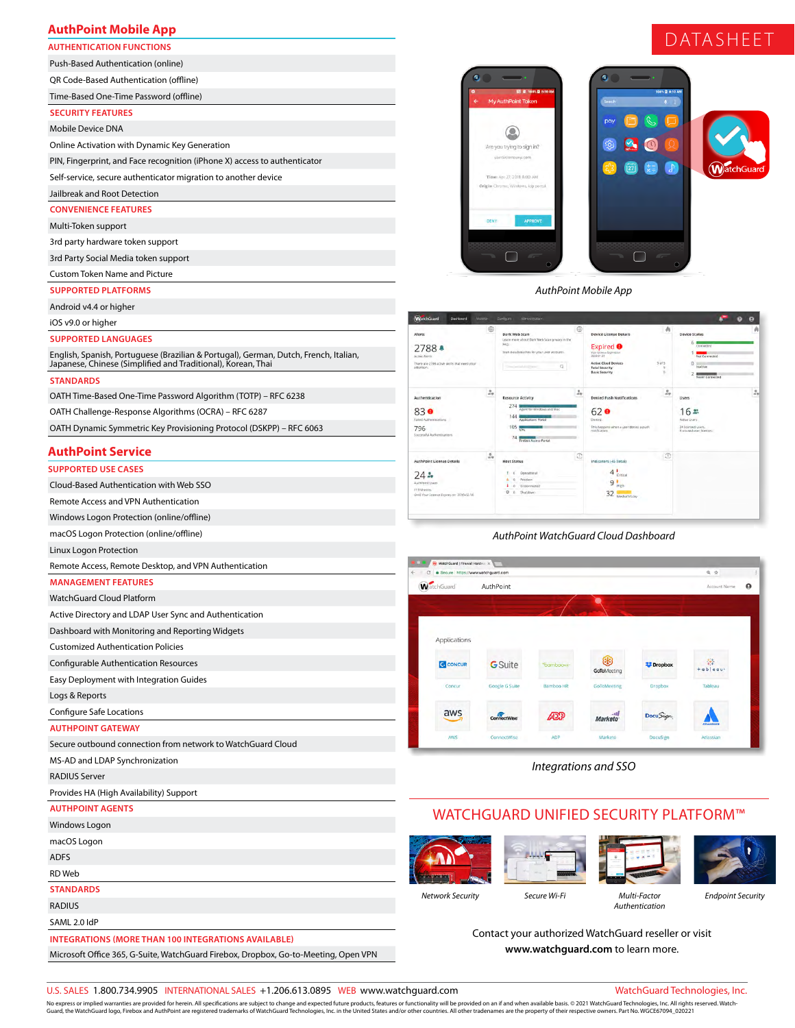DATASHEET

## AuthPoint Mobile App

### AUTHENTICATION FUNCTIONS

- Push-Based Authentication (online)
- QR Code-Based Authentication (offline)
- Time-Based One-Time Password (offline)

### SECURITY FEATURES

- Mobile Device DNA
- Online Activation with Dynamic Key Generation
- PIN, Fingerprint, and Face recognition (iPhone X) access to authenticator
- Self-service, secure authenticator migration to another device
- Jailbreak and Root Detection

### CONVENIENCE FEATURES

- Multi-Token support
- 3rd party hardware token support
- 3rd Party Social Media token support
- Custom Token Name and Picture

### SUPPORTED PLATFORMS

- Android v4.4 or higher
- iOS v9.0 or higher

### SUPPORTED LANGUAGES

English, Spanish, Portuguese (Brazilian & Portugal), German, Dutch, French, Italian, Japanese, Chinese (Simplified and Traditional), Korean, Thai

### STANDARDS

- OATH Time-Based One-Time Password Algorithm (TOTP) – RFC 6238
- OATH Challenge-Response Algorithms (OCRA) – RFC 6287
- OATH Dynamic Symmetric Key Provisioning Protocol (DSKPP) – RFC 6063

## AuthPoint Service

### SUPPORTED USE CASES

- Cloud-Based Authentication with Web SSO
- Remote Access and VPN Authentication
- Windows Logon Protection (online/offline)
- macOS Logon Protection (online/offline)
- Linux Logon Protection
- Remote Access, Remote Desktop, and VPN Authentication

### MANAGEMENT FEATURES

- WatchGuard Cloud Platform
- Active Directory and LDAP User Sync and Authentication
- Dashboard with Monitoring and Reporting Widgets
- Customized Authentication Policies
- Configurable Authentication Resources
- Easy Deployment with Integration Guides
- Logs & Reports
- Configure Safe Locations

### AUTHPOINT GATEWAY

- Secure outbound connection from network to WatchGuard Cloud
- MS-AD and LDAP Synchronization
- RADIUS Server
- Provides HA (High Availability) Support

### AUTHPOINT AGENTS

- Windows Logon
- macOS Logon
- ADFS
- RD Web

### STANDARDS

- RADIUS
- SAML 2.0 IdP

### INTEGRATIONS (MORE THAN 100 INTEGRATIONS AVAILABLE)

Microsoft Office 365, G-Suite, WatchGuard Firebox, Dropbox, Go-to-Meeting, Open VPN

*AuthPoint Mobile App*

*AuthPoint WatchGuard Cloud Dashboard*

*Integrations and SSO*

## WATCHGUARD UNIFIED SECURITY PLATFORM™

*Network Security* *Secure Wi-Fi* *Multi-Factor Authentication* *Endpoint Security*

Contact your authorized WatchGuard reseller or visit **www.watchguard.com** to learn more.

U.S. SALES 1.800.734.9905 INTERNATIONAL SALES +1.206.613.0895 WEB www.watchguard.com WatchGuard Technologies, Inc.

No express or implied warranties are provided for herein. All specifications are subject to change and expected future products, features or functionality will be provided on an if and when available basis. © 2021 WatchGuard Technologies, Inc. All rights reserved. WatchGuard, the WatchGuard logo, Firebox and AuthPoint are registered trademarks of WatchGuard Technologies, Inc. in the United States and/or other countries. All other tradenames are the property of their respective owners. Part No. WGCE67094_020221